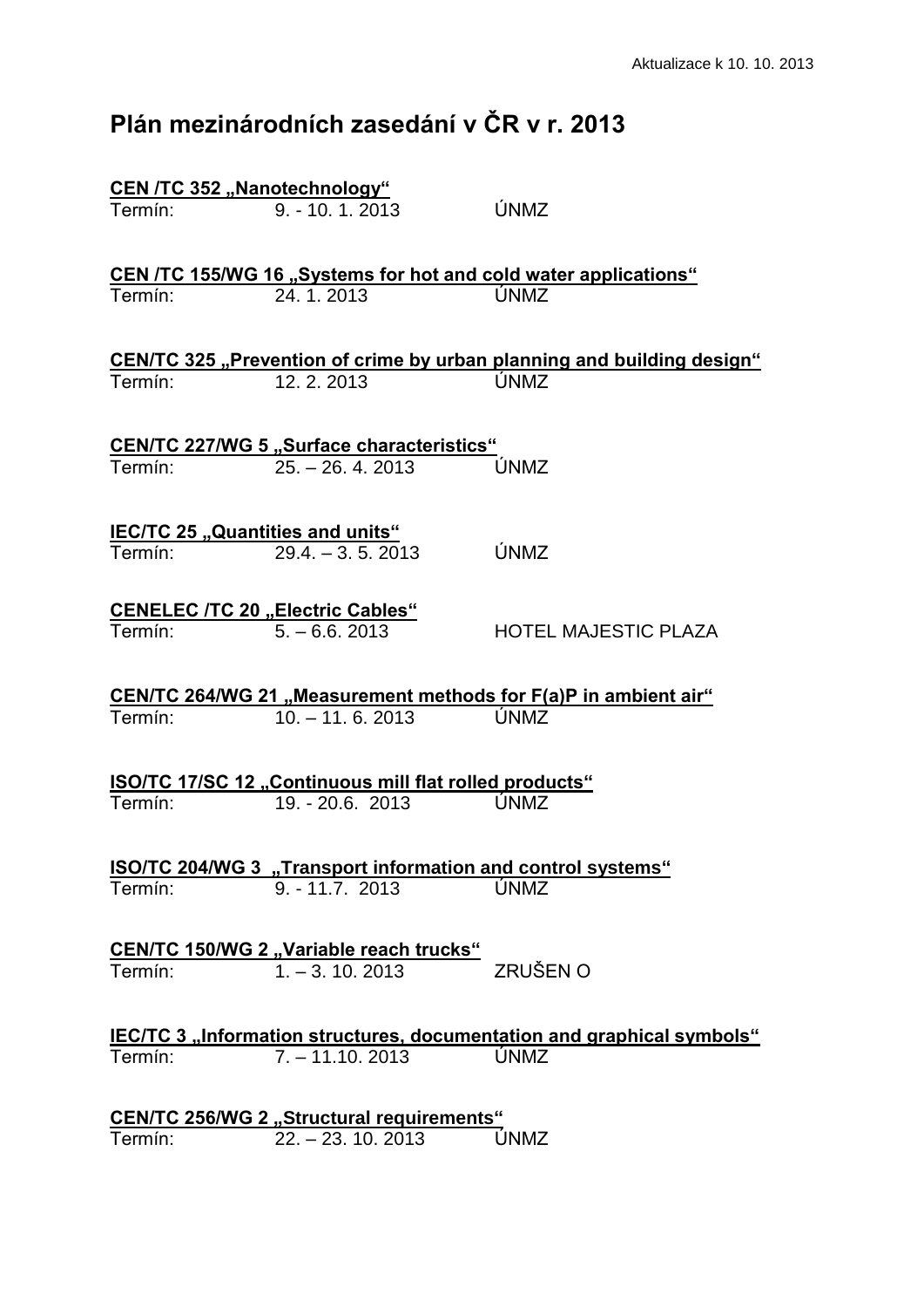Aktualizace k 10. 10. 2013

# Plán mezinárodních zasedání v ČR v r. 2013

**CEN /TC 352 „Nanotechnology“**
Termín: 9. - 10. 1. 2013 ÚNMZ

**CEN /TC 155/WG 16 „Systems for hot and cold water applications“**
Termín: 24. 1. 2013 ÚNMZ

**CEN/TC 325 „Prevention of crime by urban planning and building design“**
Termín: 12. 2. 2013 ÚNMZ

**CEN/TC 227/WG 5 „Surface characteristics“**
Termín: 25. – 26. 4. 2013 ÚNMZ

**IEC/TC 25 „Quantities and units“**
Termín: 29.4. – 3. 5. 2013 ÚNMZ

**CENELEC /TC 20 „Electric Cables“**
Termín: 5. – 6.6. 2013 HOTEL MAJESTIC PLAZA

**CEN/TC 264/WG 21 „Measurement methods for F(a)P in ambient air“**
Termín: 10. – 11. 6. 2013 ÚNMZ

**ISO/TC 17/SC 12 „Continuous mill flat rolled products“**
Termín: 19. - 20.6. 2013 ÚNMZ

**ISO/TC 204/WG 3 „Transport information and control systems“**
Termín: 9. - 11.7. 2013 ÚNMZ

**CEN/TC 150/WG 2 „Variable reach trucks“**
Termín: 1. – 3. 10. 2013 ZRUŠEN O

**IEC/TC 3 „Information structures, documentation and graphical symbols“**
Termín: 7. – 11.10. 2013 ÚNMZ

**CEN/TC 256/WG 2 „Structural requirements“**
Termín: 22. – 23. 10. 2013 ÚNMZ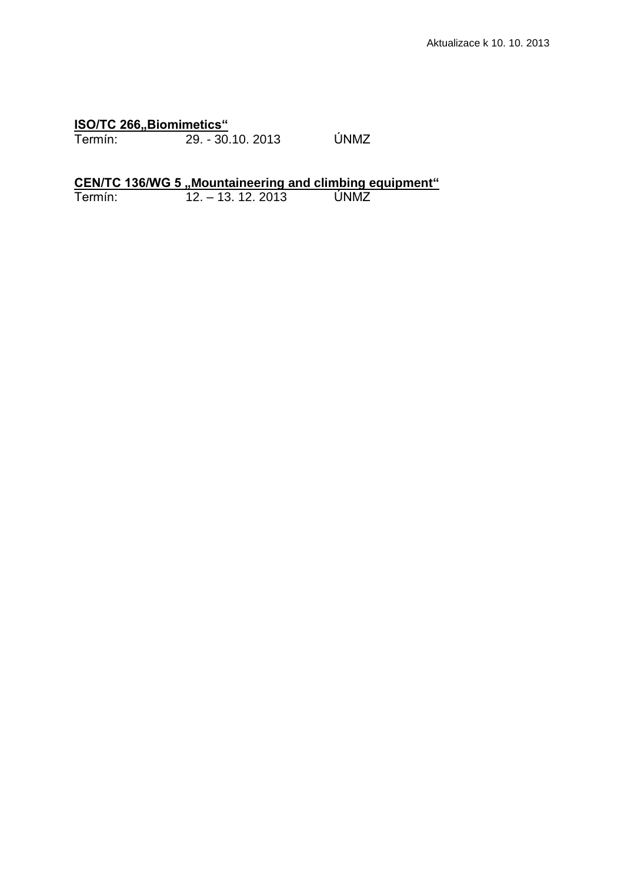**ISO/TC 266„Biomimetics“**

Termín: 29. - 30.10. 2013 ÚNMZ

**CEN/TC 136/WG 5 „Mountaineering and climbing equipment“**

Termín: 12. – 13. 12. 2013 ÚNMZ